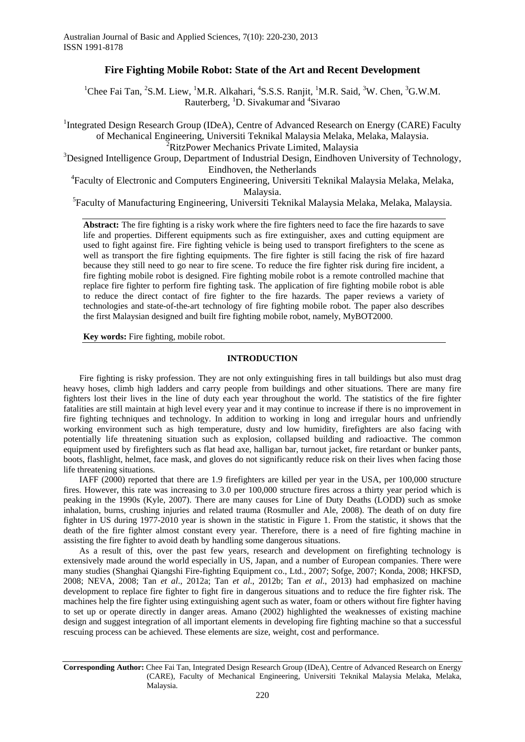# Fire Fighting Mobile Robot: State of the Art and Recent Development

[1]Chee Fai Tan, [2]S.M. Liew, [1]M.R. Alkahari, [4]S.S.S. Ranjit, [1]M.R. Said, [3]W. Chen, [3]G.W.M. Rauterberg, [1]D. Sivakumar and [4]Sivarao

[1]Integrated Design Research Group (IDeA), Centre of Advanced Research on Energy (CARE) Faculty of Mechanical Engineering, Universiti Teknikal Malaysia Melaka, Melaka, Malaysia.
[2]RitzPower Mechanics Private Limited, Malaysia
[3]Designed Intelligence Group, Department of Industrial Design, Eindhoven University of Technology, Eindhoven, the Netherlands
[4]Faculty of Electronic and Computers Engineering, Universiti Teknikal Malaysia Melaka, Melaka, Malaysia.
[5]Faculty of Manufacturing Engineering, Universiti Teknikal Malaysia Melaka, Melaka, Malaysia.

**Abstract:** The fire fighting is a risky work where the fire fighters need to face the fire hazards to save life and properties. Different equipments such as fire extinguisher, axes and cutting equipment are used to fight against fire. Fire fighting vehicle is being used to transport firefighters to the scene as well as transport the fire fighting equipments. The fire fighter is still facing the risk of fire hazard because they still need to go near to fire scene. To reduce the fire fighter risk during fire incident, a fire fighting mobile robot is designed. Fire fighting mobile robot is a remote controlled machine that replace fire fighter to perform fire fighting task. The application of fire fighting mobile robot is able to reduce the direct contact of fire fighter to the fire hazards. The paper reviews a variety of technologies and state-of-the-art technology of fire fighting mobile robot. The paper also describes the first Malaysian designed and built fire fighting mobile robot, namely, MyBOT2000.

**Key words:** Fire fighting, mobile robot.

## INTRODUCTION

Fire fighting is risky profession. They are not only extinguishing fires in tall buildings but also must drag heavy hoses, climb high ladders and carry people from buildings and other situations. There are many fire fighters lost their lives in the line of duty each year throughout the world. The statistics of the fire fighter fatalities are still maintain at high level every year and it may continue to increase if there is no improvement in fire fighting techniques and technology. In addition to working in long and irregular hours and unfriendly working environment such as high temperature, dusty and low humidity, firefighters are also facing with potentially life threatening situation such as explosion, collapsed building and radioactive. The common equipment used by firefighters such as flat head axe, halligan bar, turnout jacket, fire retardant or bunker pants, boots, flashlight, helmet, face mask, and gloves do not significantly reduce risk on their lives when facing those life threatening situations.

IAFF (2000) reported that there are 1.9 firefighters are killed per year in the USA, per 100,000 structure fires. However, this rate was increasing to 3.0 per 100,000 structure fires across a thirty year period which is peaking in the 1990s (Kyle, 2007). There are many causes for Line of Duty Deaths (LODD) such as smoke inhalation, burns, crushing injuries and related trauma (Rosmuller and Ale, 2008). The death of on duty fire fighter in US during 1977-2010 year is shown in the statistic in Figure 1. From the statistic, it shows that the death of the fire fighter almost constant every year. Therefore, there is a need of fire fighting machine in assisting the fire fighter to avoid death by handling some dangerous situations.

As a result of this, over the past few years, research and development on firefighting technology is extensively made around the world especially in US, Japan, and a number of European companies. There were many studies (Shanghai Qiangshi Fire-fighting Equipment co., Ltd., 2007; Sofge, 2007; Konda, 2008; HKFSD, 2008; NEVA, 2008; Tan *et al*., 2012a; Tan *et al*., 2012b; Tan *et al*., 2013) had emphasized on machine development to replace fire fighter to fight fire in dangerous situations and to reduce the fire fighter risk. The machines help the fire fighter using extinguishing agent such as water, foam or others without fire fighter having to set up or operate directly in danger areas. Amano (2002) highlighted the weaknesses of existing machine design and suggest integration of all important elements in developing fire fighting machine so that a successful rescuing process can be achieved. These elements are size, weight, cost and performance.

**Corresponding Author:** Chee Fai Tan, Integrated Design Research Group (IDeA), Centre of Advanced Research on Energy (CARE), Faculty of Mechanical Engineering, Universiti Teknikal Malaysia Melaka, Melaka, Malaysia.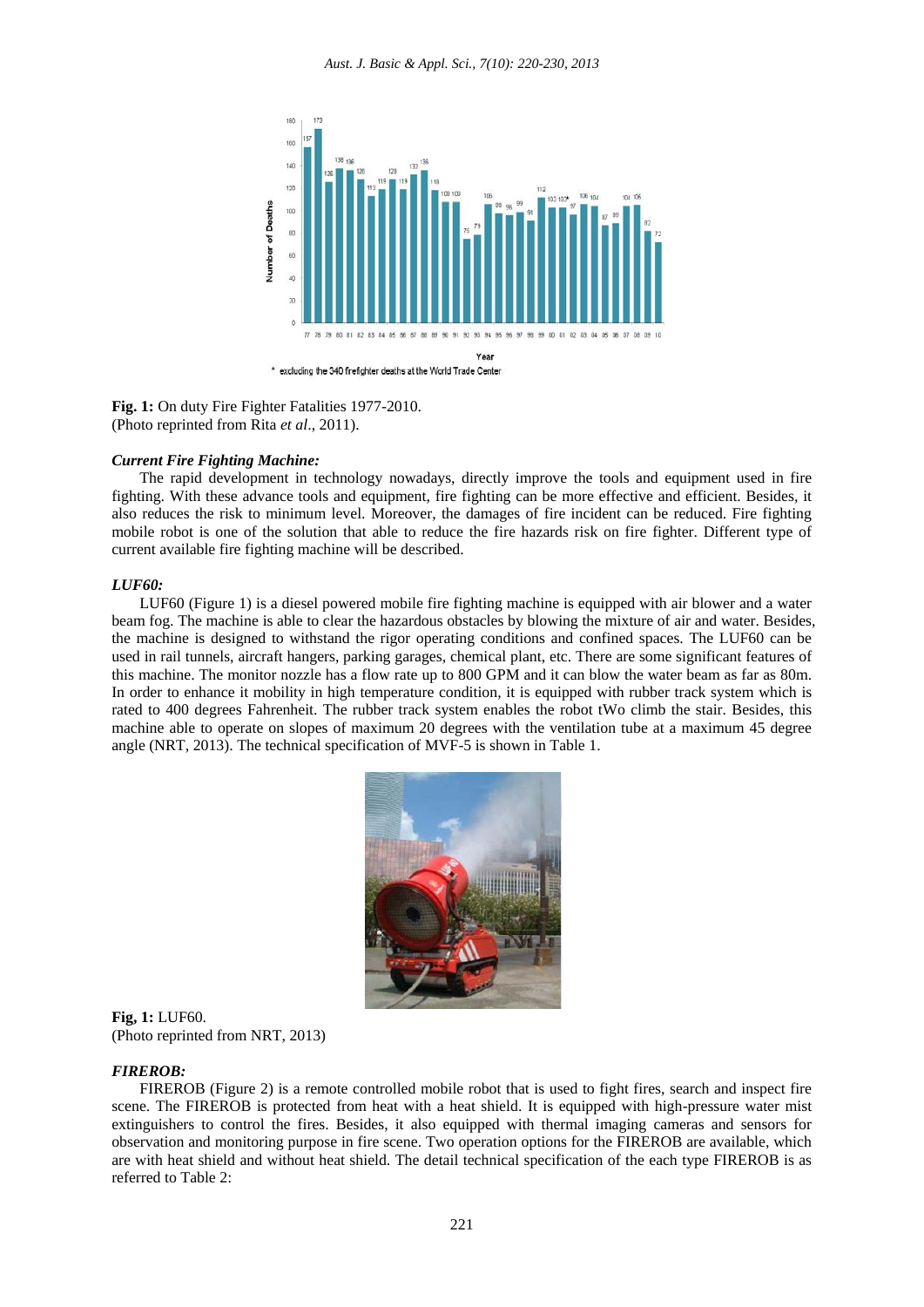**Fig. 1:** On duty Fire Fighter Fatalities 1977-2010.
(Photo reprinted from Rita *et al*., 2011).

### *Current Fire Fighting Machine:*

The rapid development in technology nowadays, directly improve the tools and equipment used in fire fighting. With these advance tools and equipment, fire fighting can be more effective and efficient. Besides, it also reduces the risk to minimum level. Moreover, the damages of fire incident can be reduced. Fire fighting mobile robot is one of the solution that able to reduce the fire hazards risk on fire fighter. Different type of current available fire fighting machine will be described.

### *LUF60:*

LUF60 (Figure 1) is a diesel powered mobile fire fighting machine is equipped with air blower and a water beam fog. The machine is able to clear the hazardous obstacles by blowing the mixture of air and water. Besides, the machine is designed to withstand the rigor operating conditions and confined spaces. The LUF60 can be used in rail tunnels, aircraft hangers, parking garages, chemical plant, etc. There are some significant features of this machine. The monitor nozzle has a flow rate up to 800 GPM and it can blow the water beam as far as 80m. In order to enhance it mobility in high temperature condition, it is equipped with rubber track system which is rated to 400 degrees Fahrenheit. The rubber track system enables the robot tWo climb the stair. Besides, this machine able to operate on slopes of maximum 20 degrees with the ventilation tube at a maximum 45 degree angle (NRT, 2013). The technical specification of MVF-5 is shown in Table 1.

**Fig, 1:** LUF60.
(Photo reprinted from NRT, 2013)

### *FIREROB:*

FIREROB (Figure 2) is a remote controlled mobile robot that is used to fight fires, search and inspect fire scene. The FIREROB is protected from heat with a heat shield. It is equipped with high-pressure water mist extinguishers to control the fires. Besides, it also equipped with thermal imaging cameras and sensors for observation and monitoring purpose in fire scene. Two operation options for the FIREROB are available, which are with heat shield and without heat shield. The detail technical specification of the each type FIREROB is as referred to Table 2: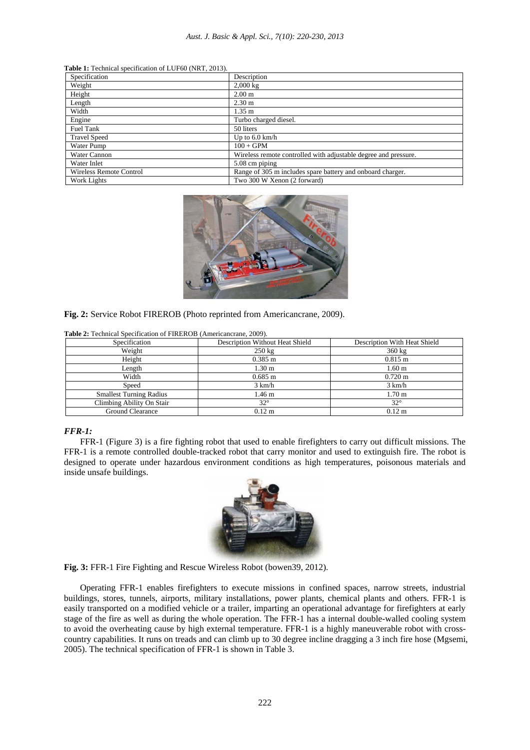**Table 1:** Technical specification of LUF60 (NRT, 2013).

| Specification | Description |
|---|---|
| Weight | 2,000 kg |
| Height | 2.00 m |
| Length | 2.30 m |
| Width | 1.35 m |
| Engine | Turbo charged diesel. |
| Fuel Tank | 50 liters |
| Travel Speed | Up to 6.0 km/h |
| Water Pump | 100 + GPM |
| Water Cannon | Wireless remote controlled with adjustable degree and pressure. |
| Water Inlet | 5.08 cm piping |
| Wireless Remote Control | Range of 305 m includes spare battery and onboard charger. |
| Work Lights | Two 300 W Xenon (2 forward) |

**Fig. 2:** Service Robot FIREROB (Photo reprinted from Americancrane, 2009).

**Table 2:** Technical Specification of FIREROB (Americancrane, 2009).

| Specification | Description Without Heat Shield | Description With Heat Shield |
|---|---|---|
| Weight | 250 kg | 360 kg |
| Height | 0.385 m | 0.815 m |
| Length | 1.30 m | 1.60 m |
| Width | 0.685 m | 0.720 m |
| Speed | 3 km/h | 3 km/h |
| Smallest Turning Radius | 1.46 m | 1.70 m |
| Climbing Ability On Stair | 32° | 32° |
| Ground Clearance | 0.12 m | 0.12 m |

***FFR-1:***

FFR-1 (Figure 3) is a fire fighting robot that used to enable firefighters to carry out difficult missions. The FFR-1 is a remote controlled double-tracked robot that carry monitor and used to extinguish fire. The robot is designed to operate under hazardous environment conditions as high temperatures, poisonous materials and inside unsafe buildings.

**Fig. 3:** FFR-1 Fire Fighting and Rescue Wireless Robot (bowen39, 2012).

Operating FFR-1 enables firefighters to execute missions in confined spaces, narrow streets, industrial buildings, stores, tunnels, airports, military installations, power plants, chemical plants and others. FFR-1 is easily transported on a modified vehicle or a trailer, imparting an operational advantage for firefighters at early stage of the fire as well as during the whole operation. The FFR-1 has a internal double-walled cooling system to avoid the overheating cause by high external temperature. FFR-1 is a highly maneuverable robot with cross-country capabilities. It runs on treads and can climb up to 30 degree incline dragging a 3 inch fire hose (Mgsemi, 2005). The technical specification of FFR-1 is shown in Table 3.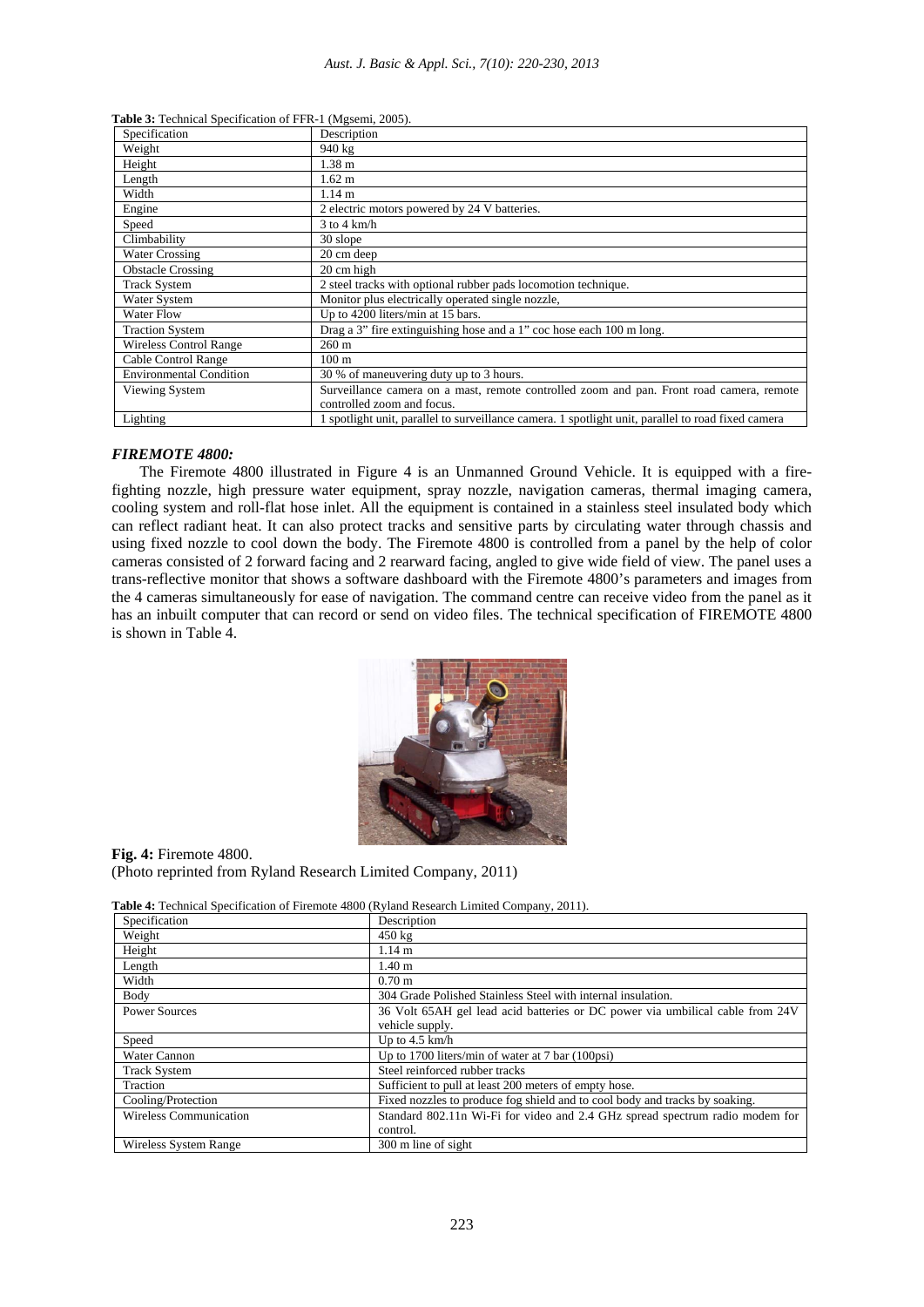**Table 3:** Technical Specification of FFR-1 (Mgsemi, 2005).

| Specification | Description |
|---|---|
| Weight | 940 kg |
| Height | 1.38 m |
| Length | 1.62 m |
| Width | 1.14 m |
| Engine | 2 electric motors powered by 24 V batteries. |
| Speed | 3 to 4 km/h |
| Climbability | 30 slope |
| Water Crossing | 20 cm deep |
| Obstacle Crossing | 20 cm high |
| Track System | 2 steel tracks with optional rubber pads locomotion technique. |
| Water System | Monitor plus electrically operated single nozzle, |
| Water Flow | Up to 4200 liters/min at 15 bars. |
| Traction System | Drag a 3" fire extinguishing hose and a 1" coc hose each 100 m long. |
| Wireless Control Range | 260 m |
| Cable Control Range | 100 m |
| Environmental Condition | 30 % of maneuvering duty up to 3 hours. |
| Viewing System | Surveillance camera on a mast, remote controlled zoom and pan. Front road camera, remote controlled zoom and focus. |
| Lighting | 1 spotlight unit, parallel to surveillance camera. 1 spotlight unit, parallel to road fixed camera |

### *FIREMOTE 4800:*

The Firemote 4800 illustrated in Figure 4 is an Unmanned Ground Vehicle. It is equipped with a fire-fighting nozzle, high pressure water equipment, spray nozzle, navigation cameras, thermal imaging camera, cooling system and roll-flat hose inlet. All the equipment is contained in a stainless steel insulated body which can reflect radiant heat. It can also protect tracks and sensitive parts by circulating water through chassis and using fixed nozzle to cool down the body. The Firemote 4800 is controlled from a panel by the help of color cameras consisted of 2 forward facing and 2 rearward facing, angled to give wide field of view. The panel uses a trans-reflective monitor that shows a software dashboard with the Firemote 4800's parameters and images from the 4 cameras simultaneously for ease of navigation. The command centre can receive video from the panel as it has an inbuilt computer that can record or send on video files. The technical specification of FIREMOTE 4800 is shown in Table 4.

**Fig. 4:** Firemote 4800.
(Photo reprinted from Ryland Research Limited Company, 2011)

**Table 4:** Technical Specification of Firemote 4800 (Ryland Research Limited Company, 2011).

| Specification | Description |
|---|---|
| Weight | 450 kg |
| Height | 1.14 m |
| Length | 1.40 m |
| Width | 0.70 m |
| Body | 304 Grade Polished Stainless Steel with internal insulation. |
| Power Sources | 36 Volt 65AH gel lead acid batteries or DC power via umbilical cable from 24V vehicle supply. |
| Speed | Up to 4.5 km/h |
| Water Cannon | Up to 1700 liters/min of water at 7 bar (100psi) |
| Track System | Steel reinforced rubber tracks |
| Traction | Sufficient to pull at least 200 meters of empty hose. |
| Cooling/Protection | Fixed nozzles to produce fog shield and to cool body and tracks by soaking. |
| Wireless Communication | Standard 802.11n Wi-Fi for video and 2.4 GHz spread spectrum radio modem for control. |
| Wireless System Range | 300 m line of sight |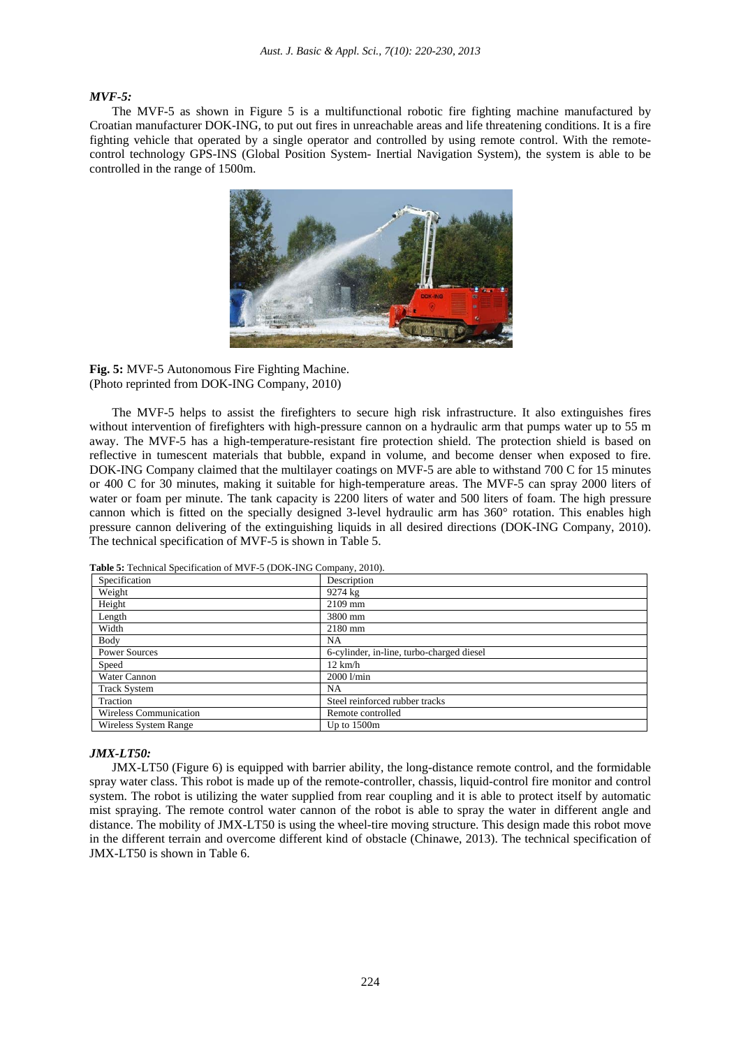### *MVF-5:*

The MVF-5 as shown in Figure 5 is a multifunctional robotic fire fighting machine manufactured by Croatian manufacturer DOK-ING, to put out fires in unreachable areas and life threatening conditions. It is a fire fighting vehicle that operated by a single operator and controlled by using remote control. With the remote-control technology GPS-INS (Global Position System- Inertial Navigation System), the system is able to be controlled in the range of 1500m.

**Fig. 5:** MVF-5 Autonomous Fire Fighting Machine.
(Photo reprinted from DOK-ING Company, 2010)

The MVF-5 helps to assist the firefighters to secure high risk infrastructure. It also extinguishes fires without intervention of firefighters with high-pressure cannon on a hydraulic arm that pumps water up to 55 m away. The MVF-5 has a high-temperature-resistant fire protection shield. The protection shield is based on reflective in tumescent materials that bubble, expand in volume, and become denser when exposed to fire. DOK-ING Company claimed that the multilayer coatings on MVF-5 are able to withstand 700 C for 15 minutes or 400 C for 30 minutes, making it suitable for high-temperature areas. The MVF-5 can spray 2000 liters of water or foam per minute. The tank capacity is 2200 liters of water and 500 liters of foam. The high pressure cannon which is fitted on the specially designed 3-level hydraulic arm has 360° rotation. This enables high pressure cannon delivering of the extinguishing liquids in all desired directions (DOK-ING Company, 2010). The technical specification of MVF-5 is shown in Table 5.

**Table 5:** Technical Specification of MVF-5 (DOK-ING Company, 2010).

| Specification | Description |
|---|---|
| Weight | 9274 kg |
| Height | 2109 mm |
| Length | 3800 mm |
| Width | 2180 mm |
| Body | NA |
| Power Sources | 6-cylinder, in-line, turbo-charged diesel |
| Speed | 12 km/h |
| Water Cannon | 2000 l/min |
| Track System | NA |
| Traction | Steel reinforced rubber tracks |
| Wireless Communication | Remote controlled |
| Wireless System Range | Up to 1500m |

### *JMX-LT50:*

JMX-LT50 (Figure 6) is equipped with barrier ability, the long-distance remote control, and the formidable spray water class. This robot is made up of the remote-controller, chassis, liquid-control fire monitor and control system. The robot is utilizing the water supplied from rear coupling and it is able to protect itself by automatic mist spraying. The remote control water cannon of the robot is able to spray the water in different angle and distance. The mobility of JMX-LT50 is using the wheel-tire moving structure. This design made this robot move in the different terrain and overcome different kind of obstacle (Chinawe, 2013). The technical specification of JMX-LT50 is shown in Table 6.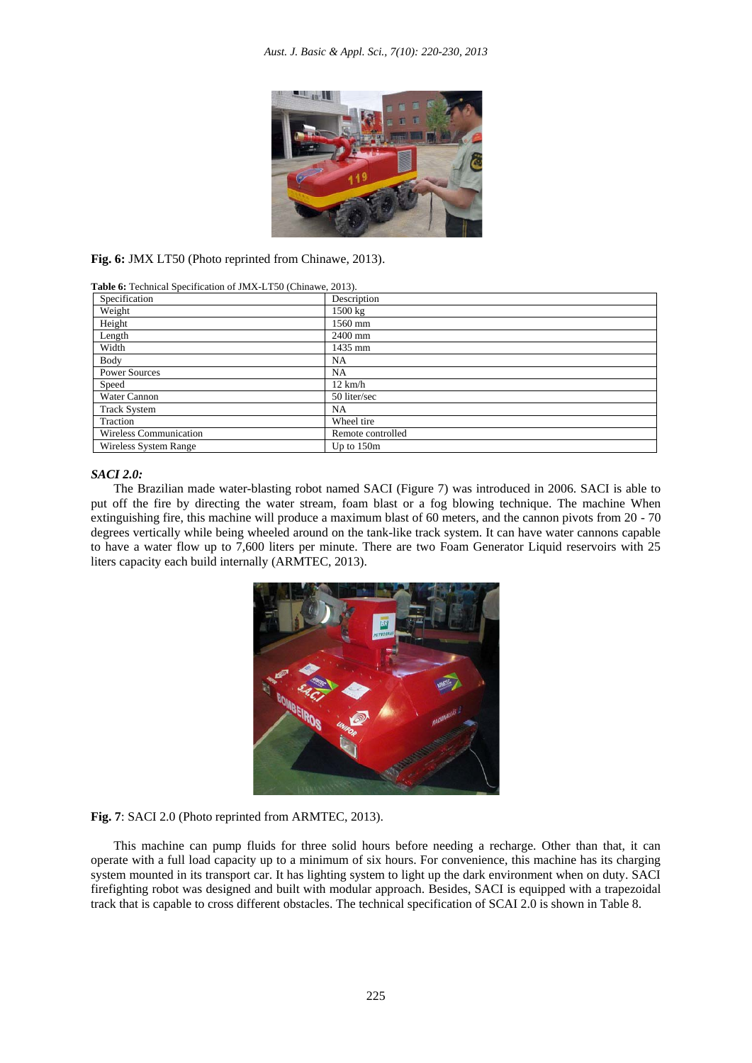**Fig. 6:** JMX LT50 (Photo reprinted from Chinawe, 2013).

**Table 6:** Technical Specification of JMX-LT50 (Chinawe, 2013).

| Specification | Description |
|---|---|
| Weight | 1500 kg |
| Height | 1560 mm |
| Length | 2400 mm |
| Width | 1435 mm |
| Body | NA |
| Power Sources | NA |
| Speed | 12 km/h |
| Water Cannon | 50 liter/sec |
| Track System | NA |
| Traction | Wheel tire |
| Wireless Communication | Remote controlled |
| Wireless System Range | Up to 150m |

***SACI 2.0:***

The Brazilian made water-blasting robot named SACI (Figure 7) was introduced in 2006. SACI is able to put off the fire by directing the water stream, foam blast or a fog blowing technique. The machine When extinguishing fire, this machine will produce a maximum blast of 60 meters, and the cannon pivots from 20 - 70 degrees vertically while being wheeled around on the tank-like track system. It can have water cannons capable to have a water flow up to 7,600 liters per minute. There are two Foam Generator Liquid reservoirs with 25 liters capacity each build internally (ARMTEC, 2013).

**Fig. 7**: SACI 2.0 (Photo reprinted from ARMTEC, 2013).

This machine can pump fluids for three solid hours before needing a recharge. Other than that, it can operate with a full load capacity up to a minimum of six hours. For convenience, this machine has its charging system mounted in its transport car. It has lighting system to light up the dark environment when on duty. SACI firefighting robot was designed and built with modular approach. Besides, SACI is equipped with a trapezoidal track that is capable to cross different obstacles. The technical specification of SCAI 2.0 is shown in Table 8.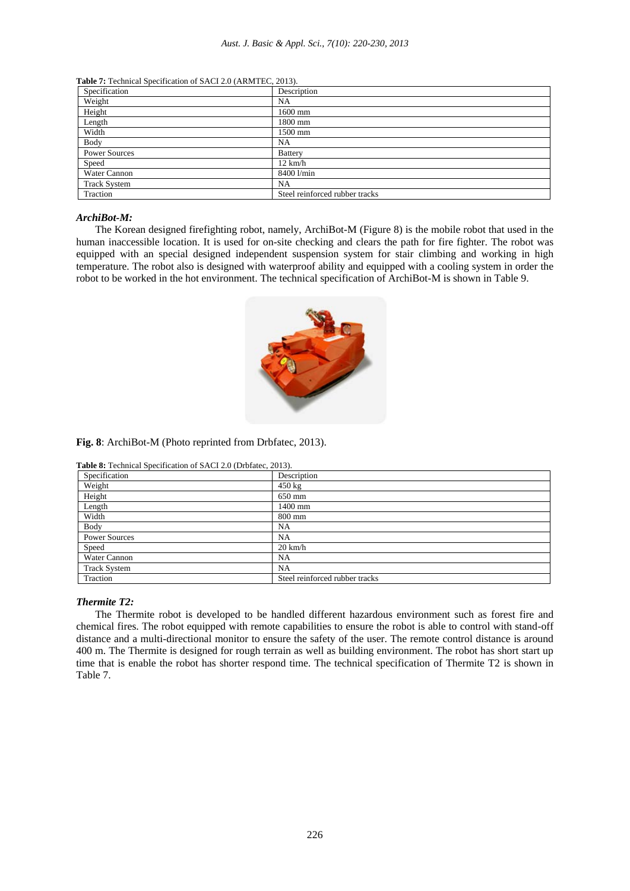**Table 7:** Technical Specification of SACI 2.0 (ARMTEC, 2013).

| Specification | Description |
| --- | --- |
| Weight | NA |
| Height | 1600 mm |
| Length | 1800 mm |
| Width | 1500 mm |
| Body | NA |
| Power Sources | Battery |
| Speed | 12 km/h |
| Water Cannon | 8400 l/min |
| Track System | NA |
| Traction | Steel reinforced rubber tracks |

### *ArchiBot-M:*

The Korean designed firefighting robot, namely, ArchiBot-M (Figure 8) is the mobile robot that used in the human inaccessible location. It is used for on-site checking and clears the path for fire fighter. The robot was equipped with an special designed independent suspension system for stair climbing and working in high temperature. The robot also is designed with waterproof ability and equipped with a cooling system in order the robot to be worked in the hot environment. The technical specification of ArchiBot-M is shown in Table 9.

**Fig. 8**: ArchiBot-M (Photo reprinted from Drbfatec, 2013).

**Table 8:** Technical Specification of SACI 2.0 (Drbfatec, 2013).

| Specification | Description |
| --- | --- |
| Weight | 450 kg |
| Height | 650 mm |
| Length | 1400 mm |
| Width | 800 mm |
| Body | NA |
| Power Sources | NA |
| Speed | 20 km/h |
| Water Cannon | NA |
| Track System | NA |
| Traction | Steel reinforced rubber tracks |

### *Thermite T2:*

The Thermite robot is developed to be handled different hazardous environment such as forest fire and chemical fires. The robot equipped with remote capabilities to ensure the robot is able to control with stand-off distance and a multi-directional monitor to ensure the safety of the user. The remote control distance is around 400 m. The Thermite is designed for rough terrain as well as building environment. The robot has short start up time that is enable the robot has shorter respond time. The technical specification of Thermite T2 is shown in Table 7.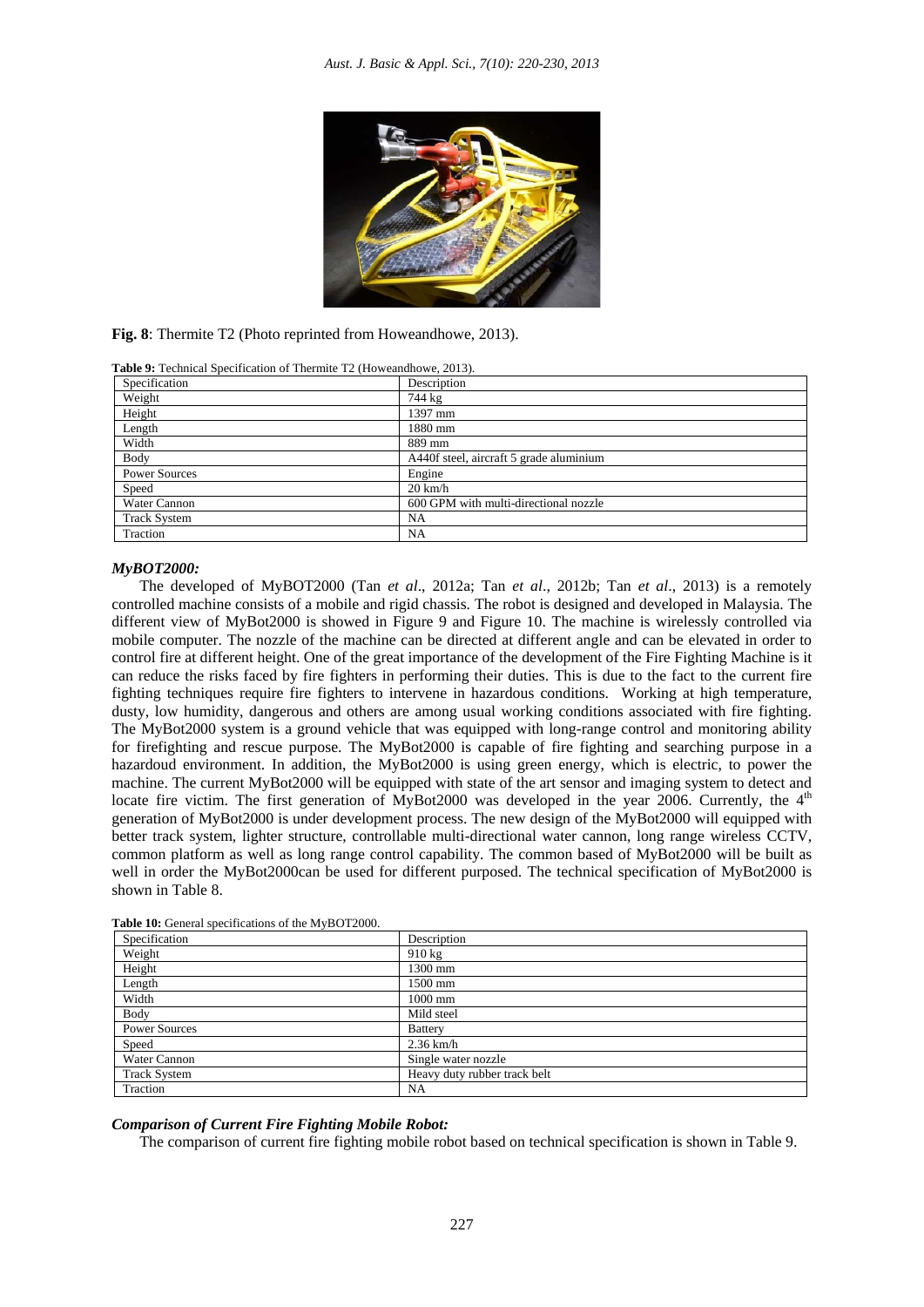**Fig. 8**: Thermite T2 (Photo reprinted from Howeandhowe, 2013).

**Table 9:** Technical Specification of Thermite T2 (Howeandhowe, 2013).

| Specification | Description |
|---|---|
| Weight | 744 kg |
| Height | 1397 mm |
| Length | 1880 mm |
| Width | 889 mm |
| Body | A440f steel, aircraft 5 grade aluminium |
| Power Sources | Engine |
| Speed | 20 km/h |
| Water Cannon | 600 GPM with multi-directional nozzle |
| Track System | NA |
| Traction | NA |

### *MyBOT2000:*

The developed of MyBOT2000 (Tan *et al*., 2012a; Tan *et al*., 2012b; Tan *et al*., 2013) is a remotely controlled machine consists of a mobile and rigid chassis. The robot is designed and developed in Malaysia. The different view of MyBot2000 is showed in Figure 9 and Figure 10. The machine is wirelessly controlled via mobile computer. The nozzle of the machine can be directed at different angle and can be elevated in order to control fire at different height. One of the great importance of the development of the Fire Fighting Machine is it can reduce the risks faced by fire fighters in performing their duties. This is due to the fact to the current fire fighting techniques require fire fighters to intervene in hazardous conditions. Working at high temperature, dusty, low humidity, dangerous and others are among usual working conditions associated with fire fighting. The MyBot2000 system is a ground vehicle that was equipped with long-range control and monitoring ability for firefighting and rescue purpose. The MyBot2000 is capable of fire fighting and searching purpose in a hazardoud environment. In addition, the MyBot2000 is using green energy, which is electric, to power the machine. The current MyBot2000 will be equipped with state of the art sensor and imaging system to detect and locate fire victim. The first generation of MyBot2000 was developed in the year 2006. Currently, the 4th generation of MyBot2000 is under development process. The new design of the MyBot2000 will equipped with better track system, lighter structure, controllable multi-directional water cannon, long range wireless CCTV, common platform as well as long range control capability. The common based of MyBot2000 will be built as well in order the MyBot2000can be used for different purposed. The technical specification of MyBot2000 is shown in Table 8.

**Table 10:** General specifications of the MyBOT2000.

| Specification | Description |
|---|---|
| Weight | 910 kg |
| Height | 1300 mm |
| Length | 1500 mm |
| Width | 1000 mm |
| Body | Mild steel |
| Power Sources | Battery |
| Speed | 2.36 km/h |
| Water Cannon | Single water nozzle |
| Track System | Heavy duty rubber track belt |
| Traction | NA |

### *Comparison of Current Fire Fighting Mobile Robot:*

The comparison of current fire fighting mobile robot based on technical specification is shown in Table 9.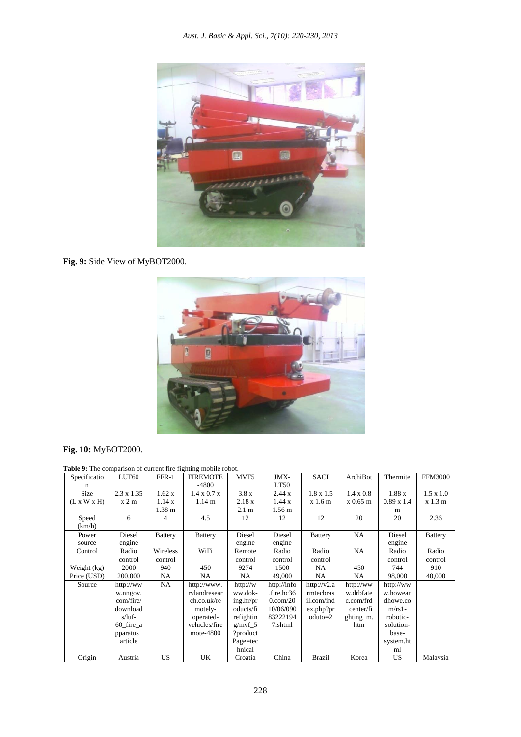**Fig. 9:** Side View of MyBOT2000.

**Fig. 10:** MyBOT2000.

**Table 9:** The comparison of current fire fighting mobile robot.

| Specification | LUF60 | FFR-1 | FIREMOTE -4800 | MVF5 | JMX-LT50 | SACI | ArchiBot | Thermite | FFM3000 |
|---|---|---|---|---|---|---|---|---|---|
| Size (L x W x H) | 2.3 x 1.35 x 2 m | 1.62 x 1.14 x 1.38 m | 1.4 x 0.7 x 1.14 m | 3.8 x 2.18 x 2.1 m | 2.44 x 1.44 x 1.56 m | 1.8 x 1.5 x 1.6 m | 1.4 x 0.8 x 0.65 m | 1.88 x 0.89 x 1.4 m | 1.5 x 1.0 x 1.3 m |
| Speed (km/h) | 6 | 4 | 4.5 | 12 | 12 | 12 | 20 | 20 | 2.36 |
| Power source | Diesel engine | Battery | Battery | Diesel engine | Diesel engine | Battery | NA | Diesel engine | Battery |
| Control | Radio control | Wireless control | WiFi | Remote control | Radio control | Radio control | NA | Radio control | Radio control |
| Weight (kg) | 2000 | 940 | 450 | 9274 | 1500 | NA | 450 | 744 | 910 |
| Price (USD) | 200,000 | NA | NA | NA | 49,000 | NA | NA | 98,000 | 40,000 |
| Source | http://www.nngov.com/fire/downloads/luf-60_fire_apparatus_article | NA | http://www.rylandresearch.co.uk/remotely-operated-vehicles/firemote-4800 | http://www.dok-ing.hr/products/firefighting/mvf_5?productPage=technical | http://info.fire.hc360.com/2010/06/09083222194 7.shtml | http://v2.armtecbrasil.com/index.php?produto=2 | http://www.drbfatec.com/frd_center/fighting_m.htm | http://www.howewdhowe.com/rs1-robotic-solution-base-system.html | |
| Origin | Austria | US | UK | Croatia | China | Brazil | Korea | US | Malaysia |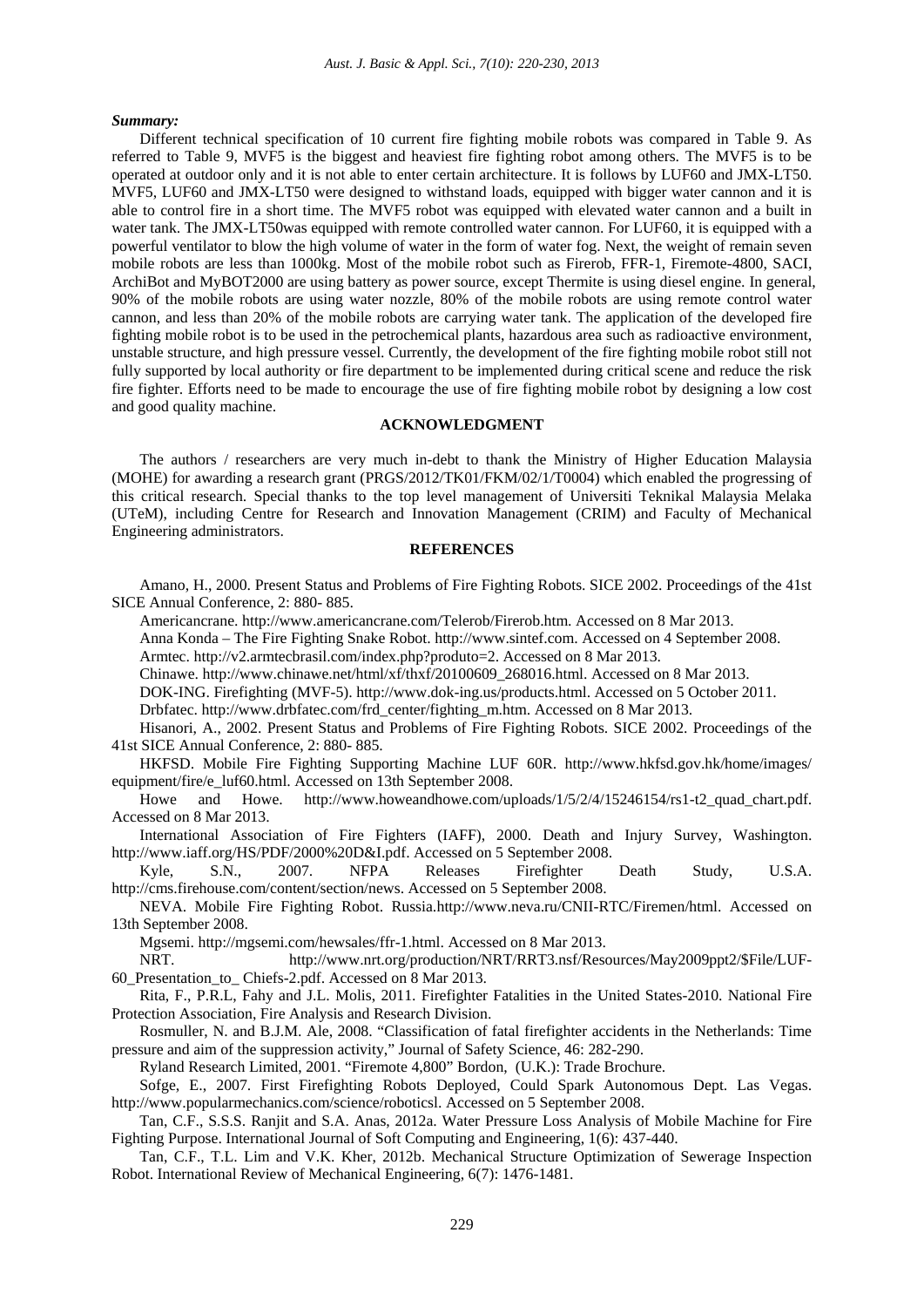***Summary:***

Different technical specification of 10 current fire fighting mobile robots was compared in Table 9. As referred to Table 9, MVF5 is the biggest and heaviest fire fighting robot among others. The MVF5 is to be operated at outdoor only and it is not able to enter certain architecture. It is follows by LUF60 and JMX-LT50. MVF5, LUF60 and JMX-LT50 were designed to withstand loads, equipped with bigger water cannon and it is able to control fire in a short time. The MVF5 robot was equipped with elevated water cannon and a built in water tank. The JMX-LT50was equipped with remote controlled water cannon. For LUF60, it is equipped with a powerful ventilator to blow the high volume of water in the form of water fog. Next, the weight of remain seven mobile robots are less than 1000kg. Most of the mobile robot such as Firerob, FFR-1, Firemote-4800, SACI, ArchiBot and MyBOT2000 are using battery as power source, except Thermite is using diesel engine. In general, 90% of the mobile robots are using water nozzle, 80% of the mobile robots are using remote control water cannon, and less than 20% of the mobile robots are carrying water tank. The application of the developed fire fighting mobile robot is to be used in the petrochemical plants, hazardous area such as radioactive environment, unstable structure, and high pressure vessel. Currently, the development of the fire fighting mobile robot still not fully supported by local authority or fire department to be implemented during critical scene and reduce the risk fire fighter. Efforts need to be made to encourage the use of fire fighting mobile robot by designing a low cost and good quality machine.

## ACKNOWLEDGMENT

The authors / researchers are very much in-debt to thank the Ministry of Higher Education Malaysia (MOHE) for awarding a research grant (PRGS/2012/TK01/FKM/02/1/T0004) which enabled the progressing of this critical research. Special thanks to the top level management of Universiti Teknikal Malaysia Melaka (UTeM), including Centre for Research and Innovation Management (CRIM) and Faculty of Mechanical Engineering administrators.

## REFERENCES

Amano, H., 2000. Present Status and Problems of Fire Fighting Robots. SICE 2002. Proceedings of the 41st SICE Annual Conference, 2: 880- 885.

Americancrane. http://www.americancrane.com/Telerob/Firerob.htm. Accessed on 8 Mar 2013.

Anna Konda – The Fire Fighting Snake Robot. http://www.sintef.com. Accessed on 4 September 2008.

Armtec. http://v2.armtecbrasil.com/index.php?produto=2. Accessed on 8 Mar 2013.

Chinawe. http://www.chinawe.net/html/xf/thxf/20100609_268016.html. Accessed on 8 Mar 2013.

DOK-ING. Firefighting (MVF-5). http://www.dok-ing.us/products.html. Accessed on 5 October 2011.

Drbfatec. http://www.drbfatec.com/frd_center/fighting_m.htm. Accessed on 8 Mar 2013.

Hisanori, A., 2002. Present Status and Problems of Fire Fighting Robots. SICE 2002. Proceedings of the 41st SICE Annual Conference, 2: 880- 885.

HKFSD. Mobile Fire Fighting Supporting Machine LUF 60R. http://www.hkfsd.gov.hk/home/images/equipment/fire/e_luf60.html. Accessed on 13th September 2008.

Howe and Howe. http://www.howeandhowe.com/uploads/1/5/2/4/15246154/rs1-t2_quad_chart.pdf. Accessed on 8 Mar 2013.

International Association of Fire Fighters (IAFF), 2000. Death and Injury Survey, Washington. http://www.iaff.org/HS/PDF/2000%20D&I.pdf. Accessed on 5 September 2008.

Kyle, S.N., 2007. NFPA Releases Firefighter Death Study, U.S.A. http://cms.firehouse.com/content/section/news. Accessed on 5 September 2008.

NEVA. Mobile Fire Fighting Robot. Russia.http://www.neva.ru/CNII-RTC/Firemen/html. Accessed on 13th September 2008.

Mgsemi. http://mgsemi.com/hewsales/ffr-1.html. Accessed on 8 Mar 2013.

NRT. http://www.nrt.org/production/NRT/RRT3.nsf/Resources/May2009ppt2/$File/LUF-60_Presentation_to_ Chiefs-2.pdf. Accessed on 8 Mar 2013.

Rita, F., P.R.L, Fahy and J.L. Molis, 2011. Firefighter Fatalities in the United States-2010. National Fire Protection Association, Fire Analysis and Research Division.

Rosmuller, N. and B.J.M. Ale, 2008. "Classification of fatal firefighter accidents in the Netherlands: Time pressure and aim of the suppression activity," Journal of Safety Science, 46: 282-290.

Ryland Research Limited, 2001. "Firemote 4,800" Bordon, (U.K.): Trade Brochure.

Sofge, E., 2007. First Firefighting Robots Deployed, Could Spark Autonomous Dept. Las Vegas. http://www.popularmechanics.com/science/roboticsl. Accessed on 5 September 2008.

Tan, C.F., S.S.S. Ranjit and S.A. Anas, 2012a. Water Pressure Loss Analysis of Mobile Machine for Fire Fighting Purpose. International Journal of Soft Computing and Engineering, 1(6): 437-440.

Tan, C.F., T.L. Lim and V.K. Kher, 2012b. Mechanical Structure Optimization of Sewerage Inspection Robot. International Review of Mechanical Engineering, 6(7): 1476-1481.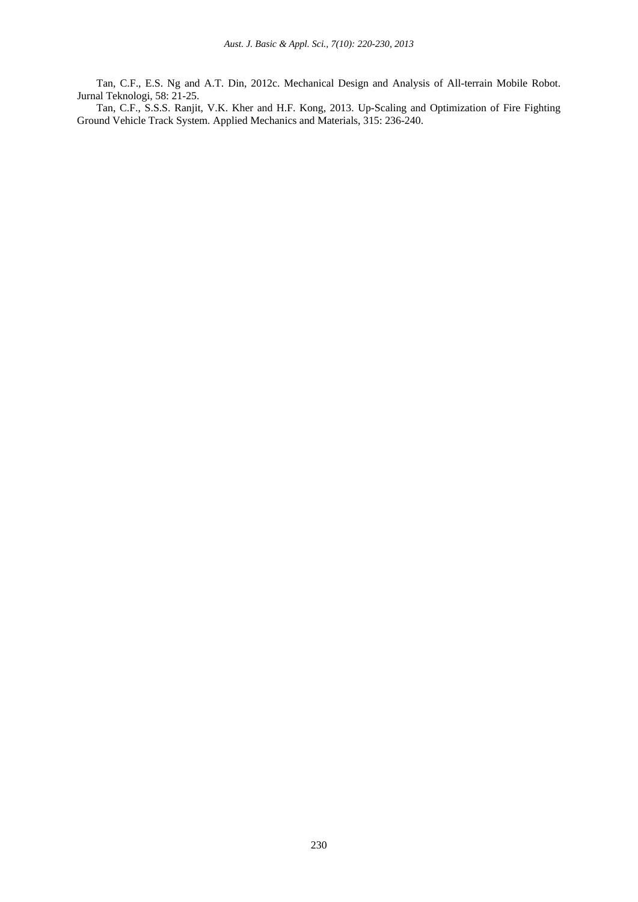Tan, C.F., E.S. Ng and A.T. Din, 2012c. Mechanical Design and Analysis of All-terrain Mobile Robot. Jurnal Teknologi, 58: 21-25.

Tan, C.F., S.S.S. Ranjit, V.K. Kher and H.F. Kong, 2013. Up-Scaling and Optimization of Fire Fighting Ground Vehicle Track System. Applied Mechanics and Materials, 315: 236-240.